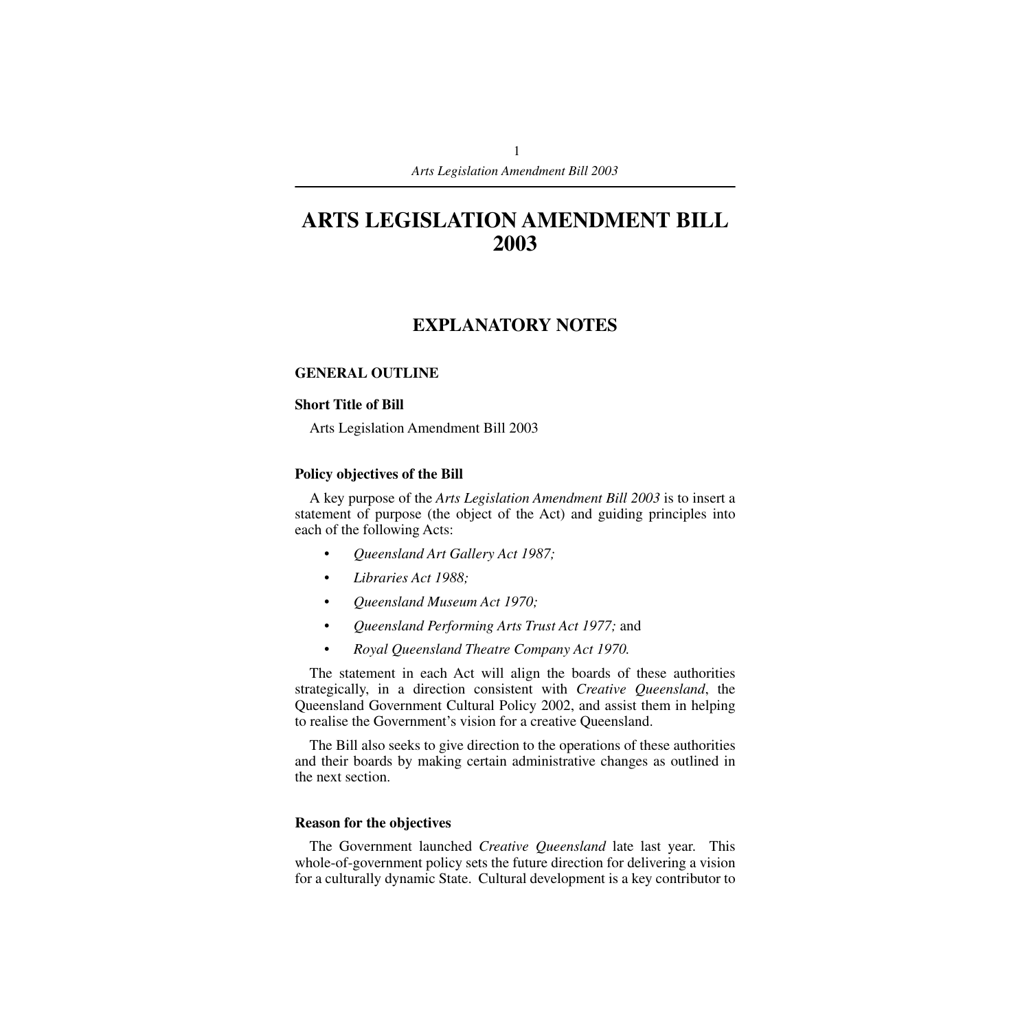# ARTS LEGISLATION AMENDMENT BILL 2003

## EXPLANATORY NOTES

### GENERAL OUTLINE

#### Short Title of Bill

Arts Legislation Amendment Bill 2003

#### Policy objectives of the Bill

A key purpose of the *Arts Legislation Amendment Bill 2003* is to insert a statement of purpose (the object of the Act) and guiding principles into each of the following Acts:

- *Queensland Art Gallery Act 1987;*
- *Libraries Act 1988;*
- *Queensland Museum Act 1970;*
- *Queensland Performing Arts Trust Act 1977;* and
- *Royal Queensland Theatre Company Act 1970.*

The statement in each Act will align the boards of these authorities strategically, in a direction consistent with *Creative Queensland*, the Queensland Government Cultural Policy 2002, and assist them in helping to realise the Government's vision for a creative Queensland.

The Bill also seeks to give direction to the operations of these authorities and their boards by making certain administrative changes as outlined in the next section.

#### Reason for the objectives

The Government launched *Creative Queensland* late last year. This whole-of-government policy sets the future direction for delivering a vision for a culturally dynamic State. Cultural development is a key contributor to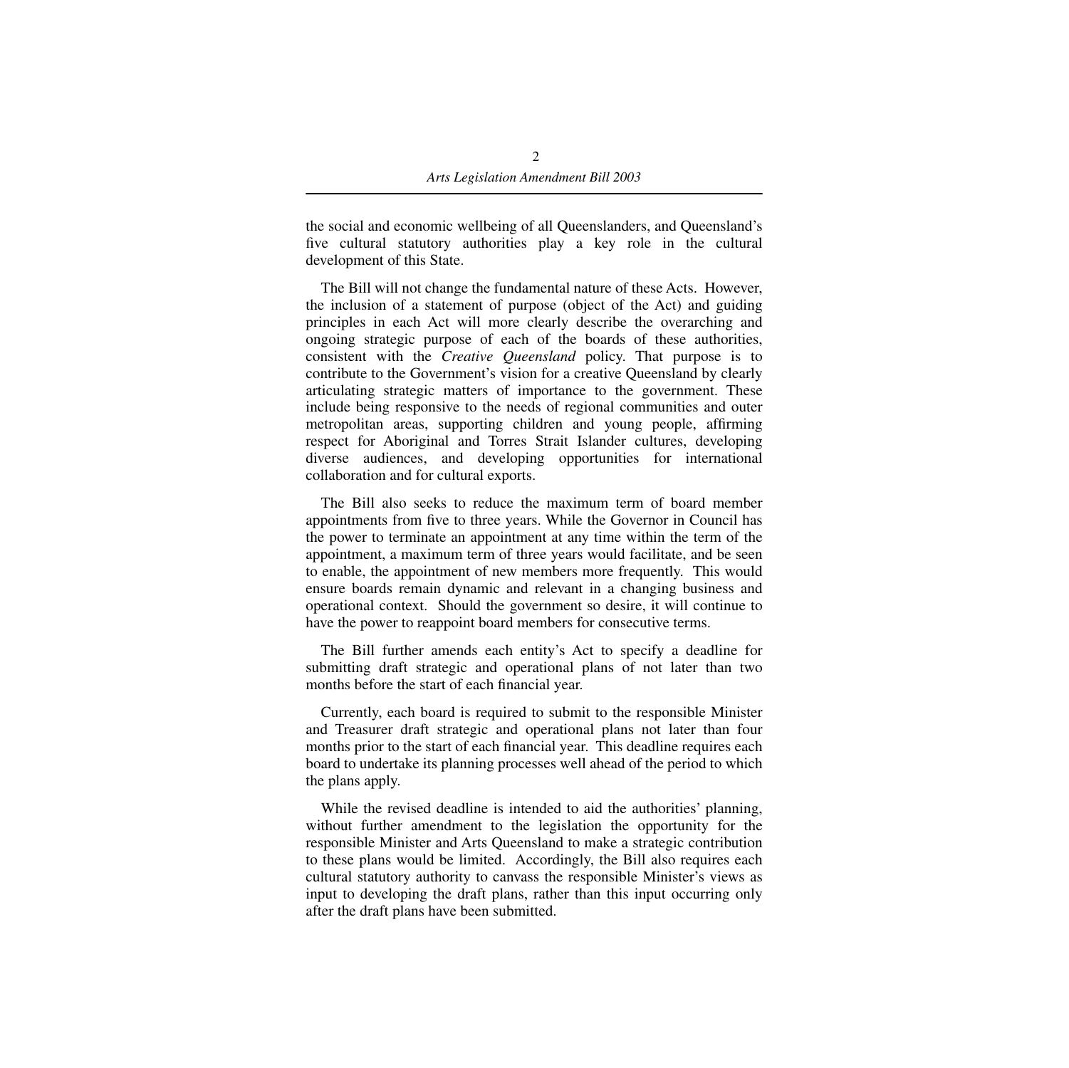the social and economic wellbeing of all Queenslanders, and Queensland's five cultural statutory authorities play a key role in the cultural development of this State.

The Bill will not change the fundamental nature of these Acts. However, the inclusion of a statement of purpose (object of the Act) and guiding principles in each Act will more clearly describe the overarching and ongoing strategic purpose of each of the boards of these authorities, consistent with the *Creative Queensland* policy. That purpose is to contribute to the Government's vision for a creative Queensland by clearly articulating strategic matters of importance to the government. These include being responsive to the needs of regional communities and outer metropolitan areas, supporting children and young people, affirming respect for Aboriginal and Torres Strait Islander cultures, developing diverse audiences, and developing opportunities for international collaboration and for cultural exports.

The Bill also seeks to reduce the maximum term of board member appointments from five to three years. While the Governor in Council has the power to terminate an appointment at any time within the term of the appointment, a maximum term of three years would facilitate, and be seen to enable, the appointment of new members more frequently. This would ensure boards remain dynamic and relevant in a changing business and operational context. Should the government so desire, it will continue to have the power to reappoint board members for consecutive terms.

The Bill further amends each entity's Act to specify a deadline for submitting draft strategic and operational plans of not later than two months before the start of each financial year.

Currently, each board is required to submit to the responsible Minister and Treasurer draft strategic and operational plans not later than four months prior to the start of each financial year. This deadline requires each board to undertake its planning processes well ahead of the period to which the plans apply.

While the revised deadline is intended to aid the authorities' planning, without further amendment to the legislation the opportunity for the responsible Minister and Arts Queensland to make a strategic contribution to these plans would be limited. Accordingly, the Bill also requires each cultural statutory authority to canvass the responsible Minister's views as input to developing the draft plans, rather than this input occurring only after the draft plans have been submitted.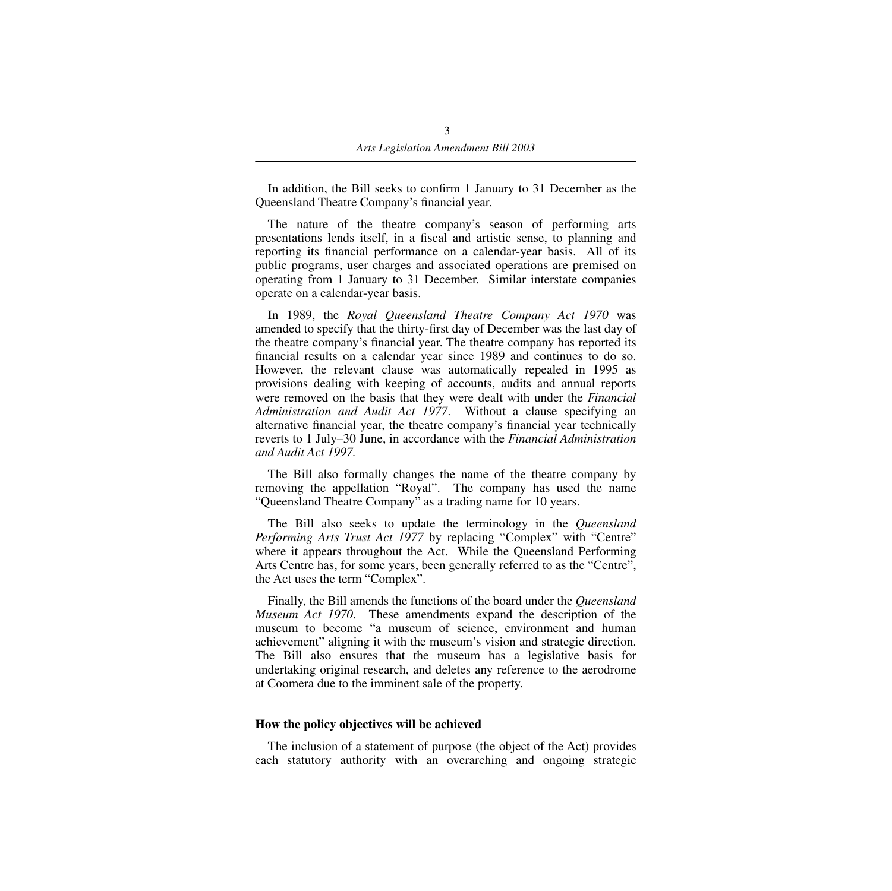In addition, the Bill seeks to confirm 1 January to 31 December as the Queensland Theatre Company's financial year.

The nature of the theatre company's season of performing arts presentations lends itself, in a fiscal and artistic sense, to planning and reporting its financial performance on a calendar-year basis. All of its public programs, user charges and associated operations are premised on operating from 1 January to 31 December. Similar interstate companies operate on a calendar-year basis.

In 1989, the *Royal Queensland Theatre Company Act 1970* was amended to specify that the thirty-first day of December was the last day of the theatre company's financial year. The theatre company has reported its financial results on a calendar year since 1989 and continues to do so. However, the relevant clause was automatically repealed in 1995 as provisions dealing with keeping of accounts, audits and annual reports were removed on the basis that they were dealt with under the *Financial Administration and Audit Act 1977*. Without a clause specifying an alternative financial year, the theatre company's financial year technically reverts to 1 July–30 June, in accordance with the *Financial Administration and Audit Act 1997.*

The Bill also formally changes the name of the theatre company by removing the appellation "Royal". The company has used the name "Queensland Theatre Company" as a trading name for 10 years.

The Bill also seeks to update the terminology in the *Queensland Performing Arts Trust Act 1977* by replacing "Complex" with "Centre" where it appears throughout the Act. While the Queensland Performing Arts Centre has, for some years, been generally referred to as the "Centre", the Act uses the term "Complex".

Finally, the Bill amends the functions of the board under the *Queensland Museum Act 1970*. These amendments expand the description of the museum to become "a museum of science, environment and human achievement" aligning it with the museum's vision and strategic direction. The Bill also ensures that the museum has a legislative basis for undertaking original research, and deletes any reference to the aerodrome at Coomera due to the imminent sale of the property.

### How the policy objectives will be achieved

The inclusion of a statement of purpose (the object of the Act) provides each statutory authority with an overarching and ongoing strategic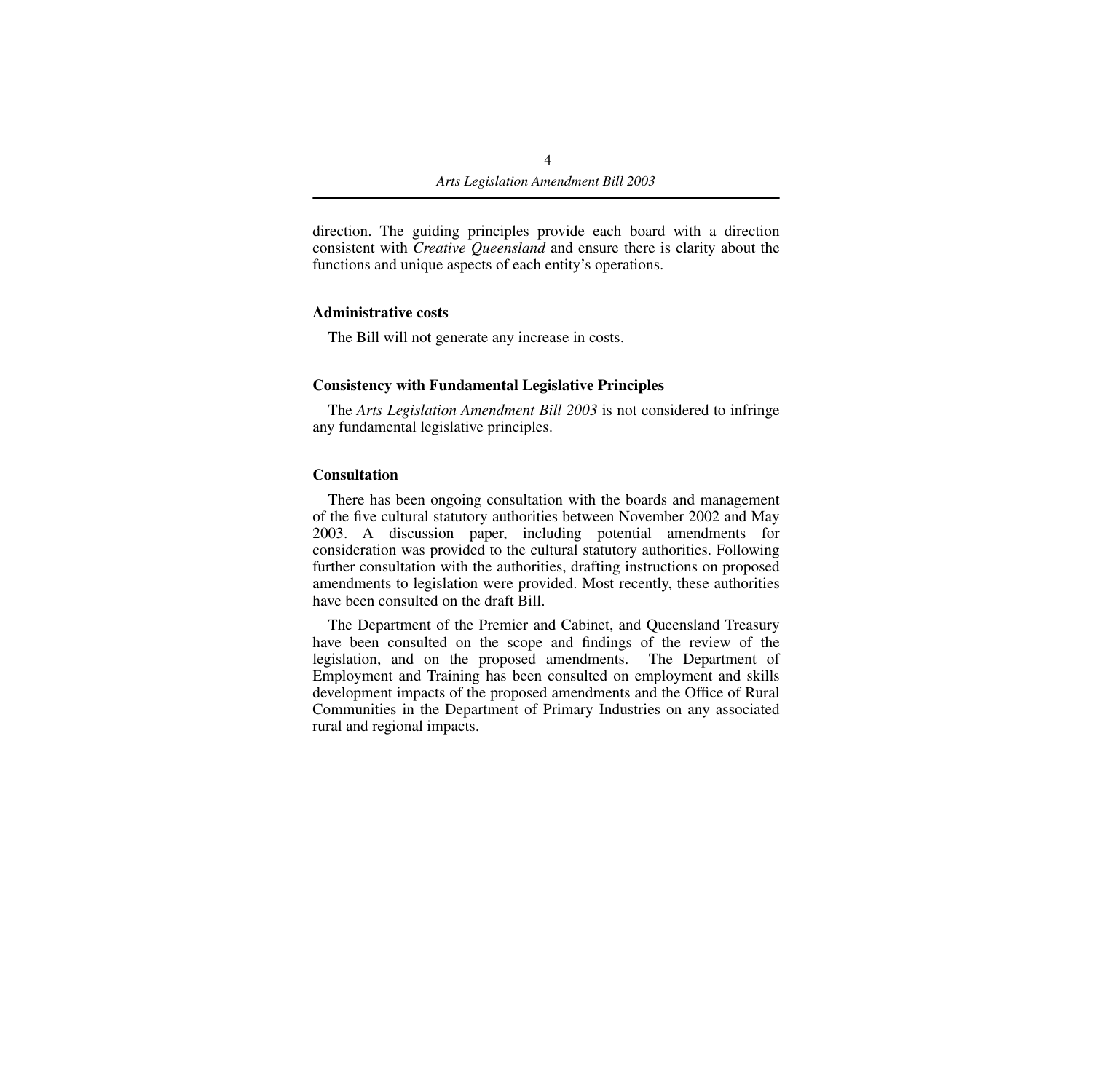direction. The guiding principles provide each board with a direction consistent with *Creative Queensland* and ensure there is clarity about the functions and unique aspects of each entity's operations.

**Administrative costs**

The Bill will not generate any increase in costs.

**Consistency with Fundamental Legislative Principles**

The *Arts Legislation Amendment Bill 2003* is not considered to infringe any fundamental legislative principles.

**Consultation**

There has been ongoing consultation with the boards and management of the five cultural statutory authorities between November 2002 and May 2003. A discussion paper, including potential amendments for consideration was provided to the cultural statutory authorities. Following further consultation with the authorities, drafting instructions on proposed amendments to legislation were provided. Most recently, these authorities have been consulted on the draft Bill.

The Department of the Premier and Cabinet, and Queensland Treasury have been consulted on the scope and findings of the review of the legislation, and on the proposed amendments. The Department of Employment and Training has been consulted on employment and skills development impacts of the proposed amendments and the Office of Rural Communities in the Department of Primary Industries on any associated rural and regional impacts.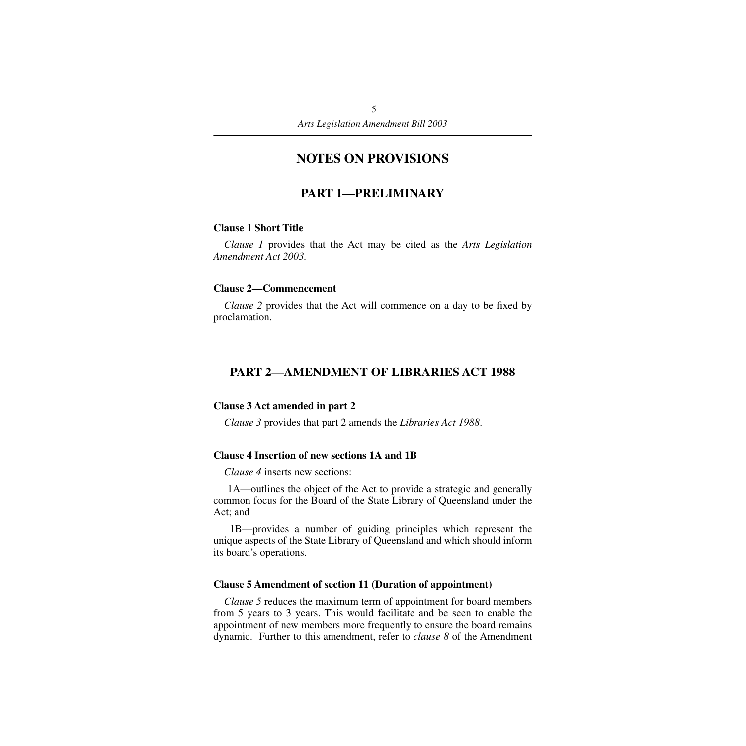# NOTES ON PROVISIONS

## PART 1—PRELIMINARY

### Clause 1 Short Title

*Clause 1* provides that the Act may be cited as the *Arts Legislation Amendment Act 2003.*

### Clause 2—Commencement

*Clause 2* provides that the Act will commence on a day to be fixed by proclamation.

## PART 2—AMENDMENT OF LIBRARIES ACT 1988

### Clause 3 Act amended in part 2

*Clause 3* provides that part 2 amends the *Libraries Act 1988*.

### Clause 4 Insertion of new sections 1A and 1B

*Clause 4* inserts new sections:

1A—outlines the object of the Act to provide a strategic and generally common focus for the Board of the State Library of Queensland under the Act; and

1B—provides a number of guiding principles which represent the unique aspects of the State Library of Queensland and which should inform its board's operations.

### Clause 5 Amendment of section 11 (Duration of appointment)

*Clause 5* reduces the maximum term of appointment for board members from 5 years to 3 years. This would facilitate and be seen to enable the appointment of new members more frequently to ensure the board remains dynamic. Further to this amendment, refer to *clause 8* of the Amendment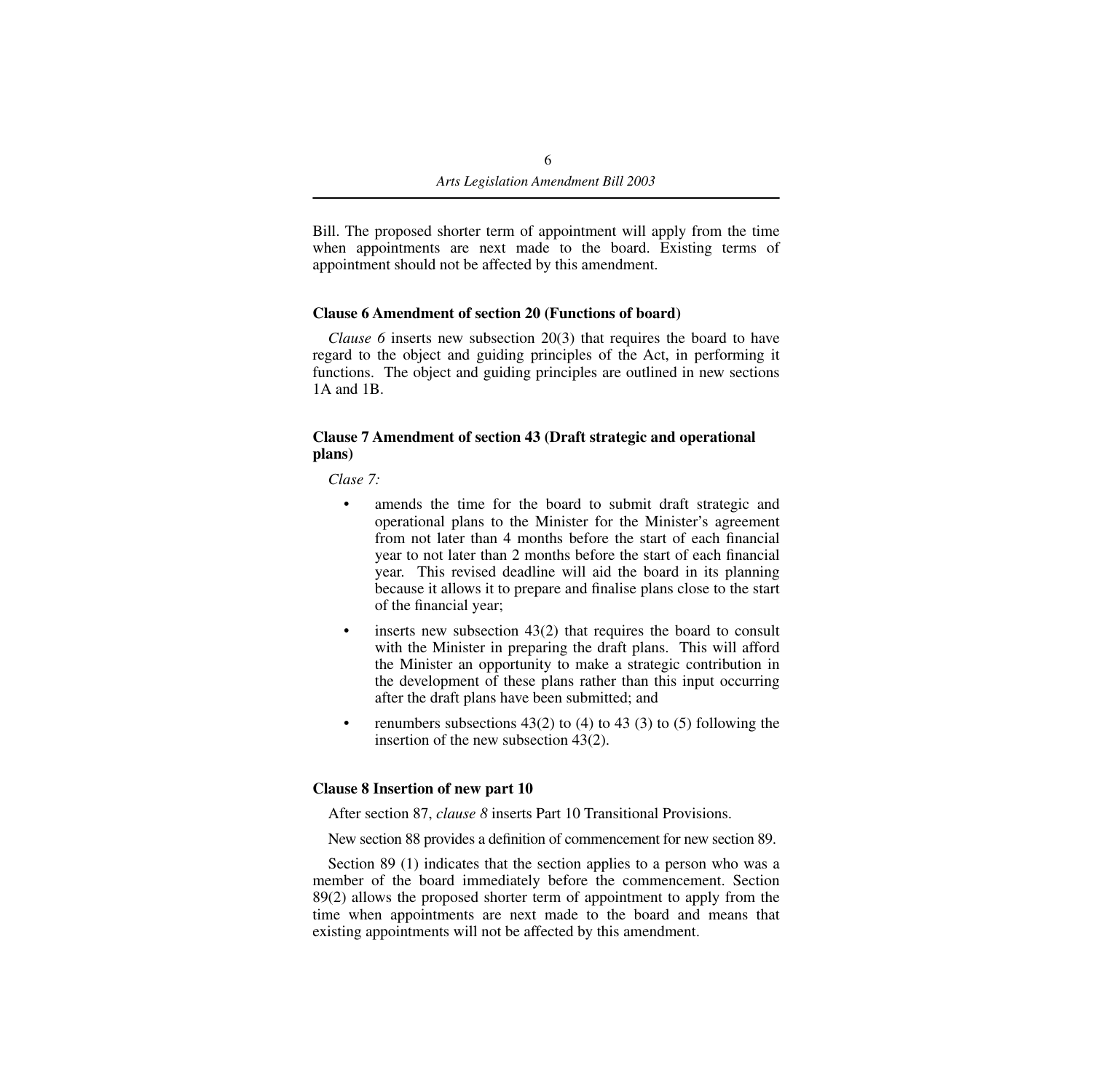Bill. The proposed shorter term of appointment will apply from the time when appointments are next made to the board. Existing terms of appointment should not be affected by this amendment.

**Clause 6 Amendment of section 20 (Functions of board)**

*Clause 6* inserts new subsection 20(3) that requires the board to have regard to the object and guiding principles of the Act, in performing it functions. The object and guiding principles are outlined in new sections 1A and 1B.

**Clause 7 Amendment of section 43 (Draft strategic and operational plans)**

*Clase 7:*

- amends the time for the board to submit draft strategic and operational plans to the Minister for the Minister's agreement from not later than 4 months before the start of each financial year to not later than 2 months before the start of each financial year. This revised deadline will aid the board in its planning because it allows it to prepare and finalise plans close to the start of the financial year;
- inserts new subsection 43(2) that requires the board to consult with the Minister in preparing the draft plans. This will afford the Minister an opportunity to make a strategic contribution in the development of these plans rather than this input occurring after the draft plans have been submitted; and
- renumbers subsections 43(2) to (4) to 43 (3) to (5) following the insertion of the new subsection 43(2).

**Clause 8 Insertion of new part 10**

After section 87, *clause 8* inserts Part 10 Transitional Provisions.

New section 88 provides a definition of commencement for new section 89.

Section 89 (1) indicates that the section applies to a person who was a member of the board immediately before the commencement. Section 89(2) allows the proposed shorter term of appointment to apply from the time when appointments are next made to the board and means that existing appointments will not be affected by this amendment.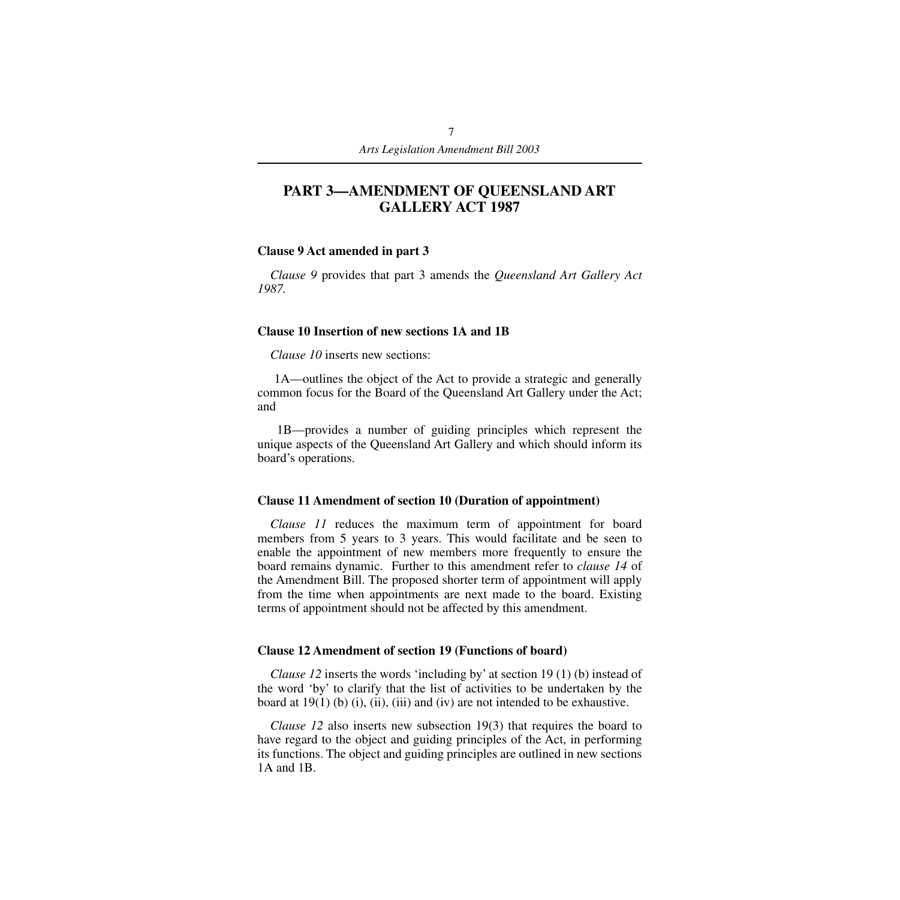## PART 3—AMENDMENT OF QUEENSLAND ART GALLERY ACT 1987

### Clause 9 Act amended in part 3

*Clause 9* provides that part 3 amends the *Queensland Art Gallery Act 1987.*

### Clause 10 Insertion of new sections 1A and 1B

*Clause 10* inserts new sections:

1A—outlines the object of the Act to provide a strategic and generally common focus for the Board of the Queensland Art Gallery under the Act; and

1B—provides a number of guiding principles which represent the unique aspects of the Queensland Art Gallery and which should inform its board's operations.

### Clause 11 Amendment of section 10 (Duration of appointment)

*Clause 11* reduces the maximum term of appointment for board members from 5 years to 3 years. This would facilitate and be seen to enable the appointment of new members more frequently to ensure the board remains dynamic. Further to this amendment refer to *clause 14* of the Amendment Bill. The proposed shorter term of appointment will apply from the time when appointments are next made to the board. Existing terms of appointment should not be affected by this amendment.

### Clause 12 Amendment of section 19 (Functions of board)

*Clause 12* inserts the words 'including by' at section 19 (1) (b) instead of the word 'by' to clarify that the list of activities to be undertaken by the board at 19(1) (b) (i), (ii), (iii) and (iv) are not intended to be exhaustive.

*Clause 12* also inserts new subsection 19(3) that requires the board to have regard to the object and guiding principles of the Act, in performing its functions. The object and guiding principles are outlined in new sections 1A and 1B.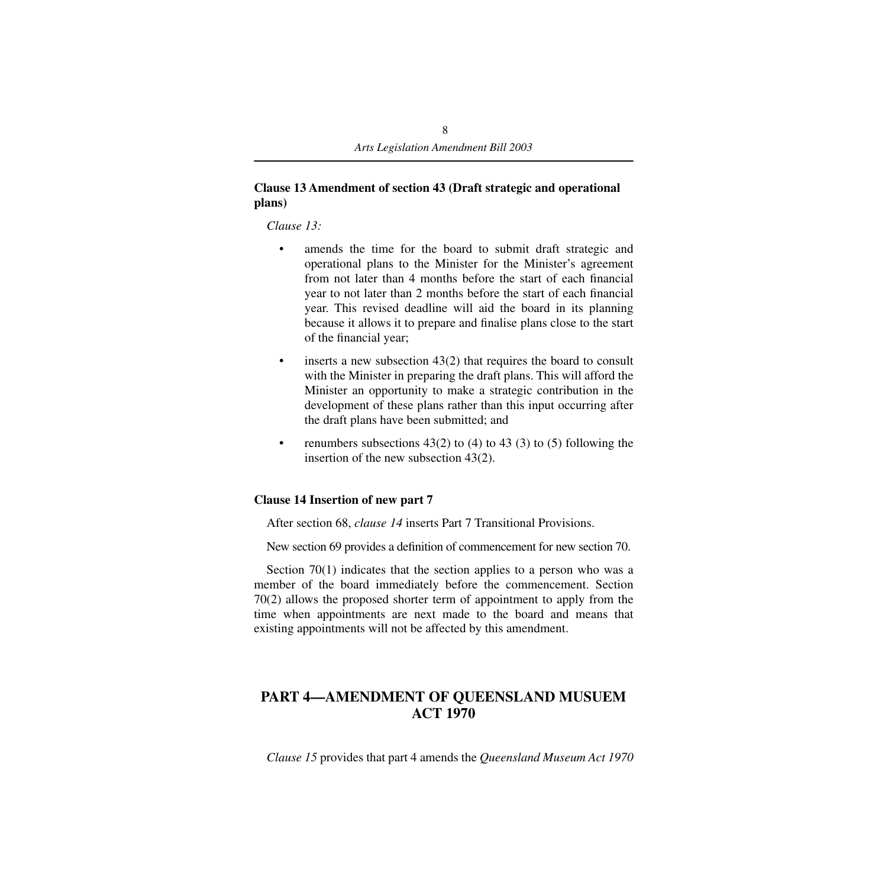**Clause 13 Amendment of section 43 (Draft strategic and operational plans)**

*Clause 13:*

- amends the time for the board to submit draft strategic and operational plans to the Minister for the Minister's agreement from not later than 4 months before the start of each financial year to not later than 2 months before the start of each financial year. This revised deadline will aid the board in its planning because it allows it to prepare and finalise plans close to the start of the financial year;
- inserts a new subsection 43(2) that requires the board to consult with the Minister in preparing the draft plans. This will afford the Minister an opportunity to make a strategic contribution in the development of these plans rather than this input occurring after the draft plans have been submitted; and
- renumbers subsections 43(2) to (4) to 43 (3) to (5) following the insertion of the new subsection 43(2).

**Clause 14 Insertion of new part 7**

After section 68, *clause 14* inserts Part 7 Transitional Provisions.

New section 69 provides a definition of commencement for new section 70.

Section 70(1) indicates that the section applies to a person who was a member of the board immediately before the commencement. Section 70(2) allows the proposed shorter term of appointment to apply from the time when appointments are next made to the board and means that existing appointments will not be affected by this amendment.

## PART 4—AMENDMENT OF QUEENSLAND MUSUEM ACT 1970

*Clause 15* provides that part 4 amends the *Queensland Museum Act 1970*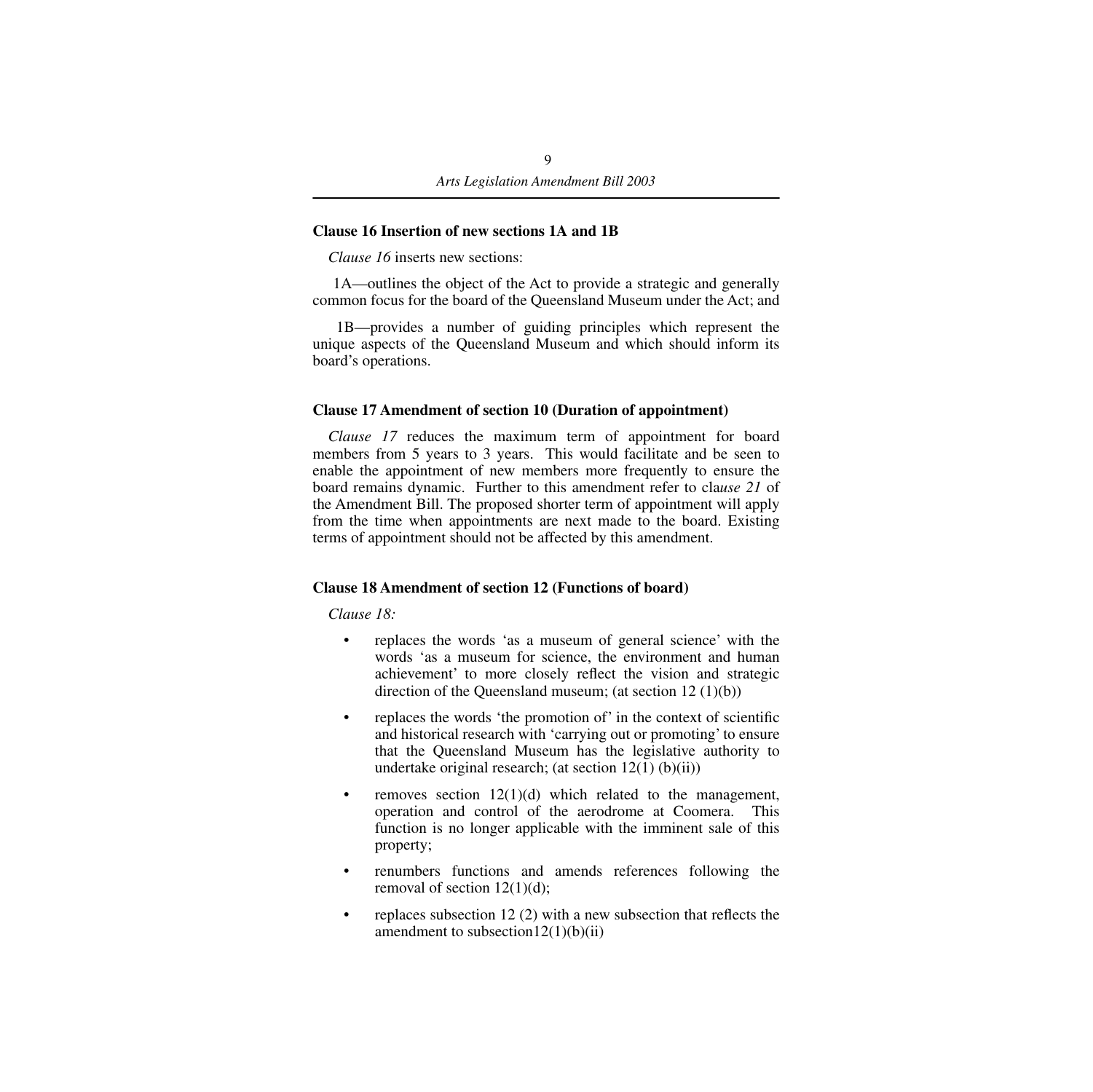**Clause 16 Insertion of new sections 1A and 1B**

*Clause 16* inserts new sections:

1A—outlines the object of the Act to provide a strategic and generally common focus for the board of the Queensland Museum under the Act; and

1B—provides a number of guiding principles which represent the unique aspects of the Queensland Museum and which should inform its board's operations.

**Clause 17 Amendment of section 10 (Duration of appointment)**

*Clause 17* reduces the maximum term of appointment for board members from 5 years to 3 years. This would facilitate and be seen to enable the appointment of new members more frequently to ensure the board remains dynamic. Further to this amendment refer to cla*use 21* of the Amendment Bill. The proposed shorter term of appointment will apply from the time when appointments are next made to the board. Existing terms of appointment should not be affected by this amendment.

**Clause 18 Amendment of section 12 (Functions of board)**

*Clause 18:*

- replaces the words 'as a museum of general science' with the words 'as a museum for science, the environment and human achievement' to more closely reflect the vision and strategic direction of the Queensland museum; (at section 12 (1)(b))
- replaces the words 'the promotion of' in the context of scientific and historical research with 'carrying out or promoting' to ensure that the Queensland Museum has the legislative authority to undertake original research; (at section 12(1) (b)(ii))
- removes section 12(1)(d) which related to the management, operation and control of the aerodrome at Coomera. This function is no longer applicable with the imminent sale of this property;
- renumbers functions and amends references following the removal of section 12(1)(d);
- replaces subsection 12 (2) with a new subsection that reflects the amendment to subsection12(1)(b)(ii)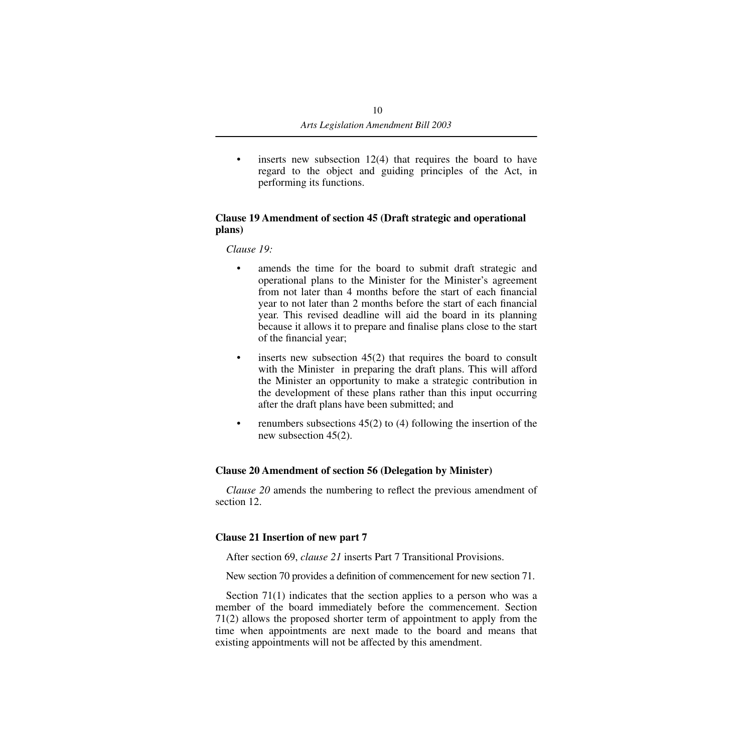- inserts new subsection 12(4) that requires the board to have regard to the object and guiding principles of the Act, in performing its functions.

### Clause 19 Amendment of section 45 (Draft strategic and operational plans)

*Clause 19:*

- amends the time for the board to submit draft strategic and operational plans to the Minister for the Minister's agreement from not later than 4 months before the start of each financial year to not later than 2 months before the start of each financial year. This revised deadline will aid the board in its planning because it allows it to prepare and finalise plans close to the start of the financial year;
- inserts new subsection 45(2) that requires the board to consult with the Minister in preparing the draft plans. This will afford the Minister an opportunity to make a strategic contribution in the development of these plans rather than this input occurring after the draft plans have been submitted; and
- renumbers subsections 45(2) to (4) following the insertion of the new subsection 45(2).

### Clause 20 Amendment of section 56 (Delegation by Minister)

*Clause 20* amends the numbering to reflect the previous amendment of section 12.

### Clause 21 Insertion of new part 7

After section 69, *clause 21* inserts Part 7 Transitional Provisions.

New section 70 provides a definition of commencement for new section 71.

Section 71(1) indicates that the section applies to a person who was a member of the board immediately before the commencement. Section 71(2) allows the proposed shorter term of appointment to apply from the time when appointments are next made to the board and means that existing appointments will not be affected by this amendment.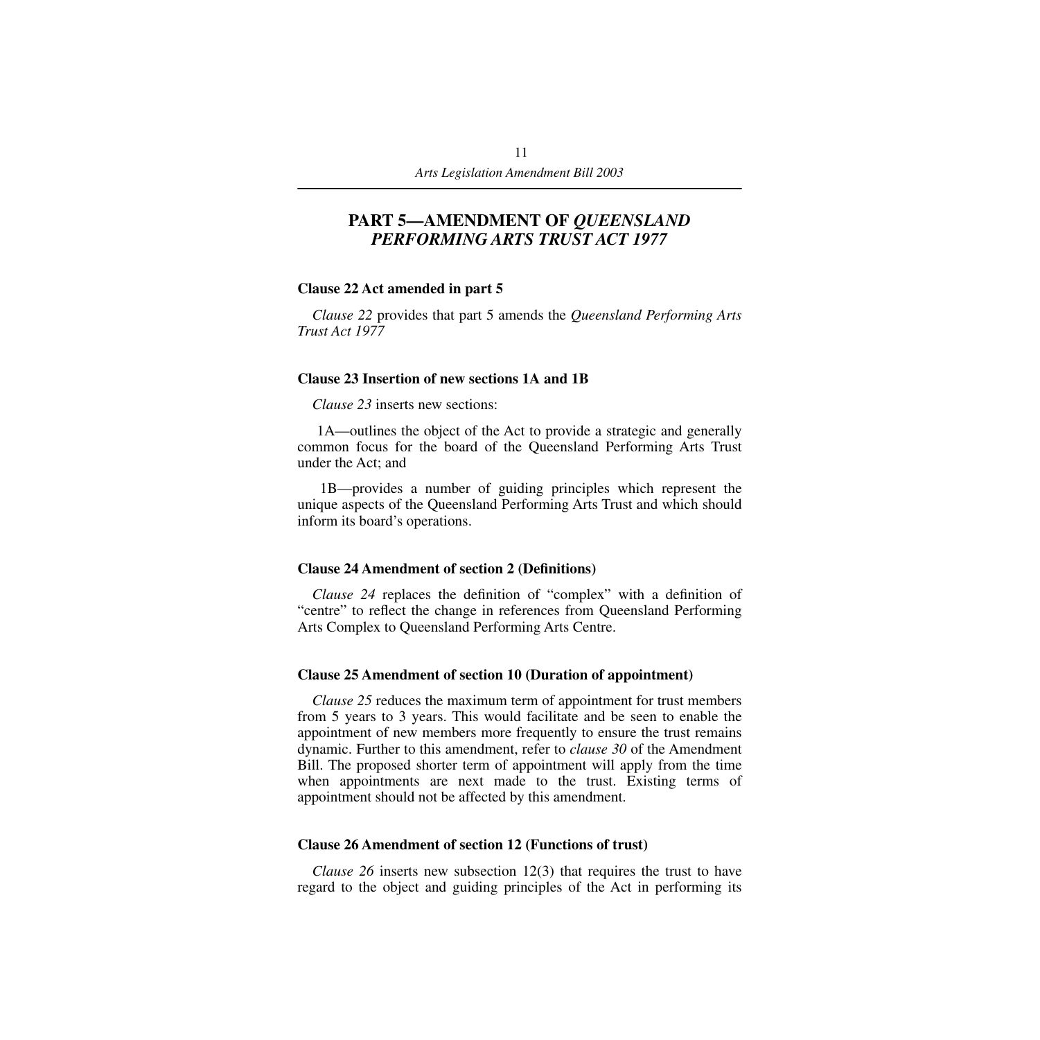## PART 5—AMENDMENT OF *QUEENSLAND PERFORMING ARTS TRUST ACT 1977*

### Clause 22 Act amended in part 5

*Clause 22* provides that part 5 amends the *Queensland Performing Arts Trust Act 1977*

### Clause 23 Insertion of new sections 1A and 1B

*Clause 23* inserts new sections:

1A—outlines the object of the Act to provide a strategic and generally common focus for the board of the Queensland Performing Arts Trust under the Act; and

1B—provides a number of guiding principles which represent the unique aspects of the Queensland Performing Arts Trust and which should inform its board's operations.

### Clause 24 Amendment of section 2 (Definitions)

*Clause 24* replaces the definition of "complex" with a definition of "centre" to reflect the change in references from Queensland Performing Arts Complex to Queensland Performing Arts Centre.

### Clause 25 Amendment of section 10 (Duration of appointment)

*Clause 25* reduces the maximum term of appointment for trust members from 5 years to 3 years. This would facilitate and be seen to enable the appointment of new members more frequently to ensure the trust remains dynamic. Further to this amendment, refer to *clause 30* of the Amendment Bill. The proposed shorter term of appointment will apply from the time when appointments are next made to the trust. Existing terms of appointment should not be affected by this amendment.

### Clause 26 Amendment of section 12 (Functions of trust)

*Clause 26* inserts new subsection 12(3) that requires the trust to have regard to the object and guiding principles of the Act in performing its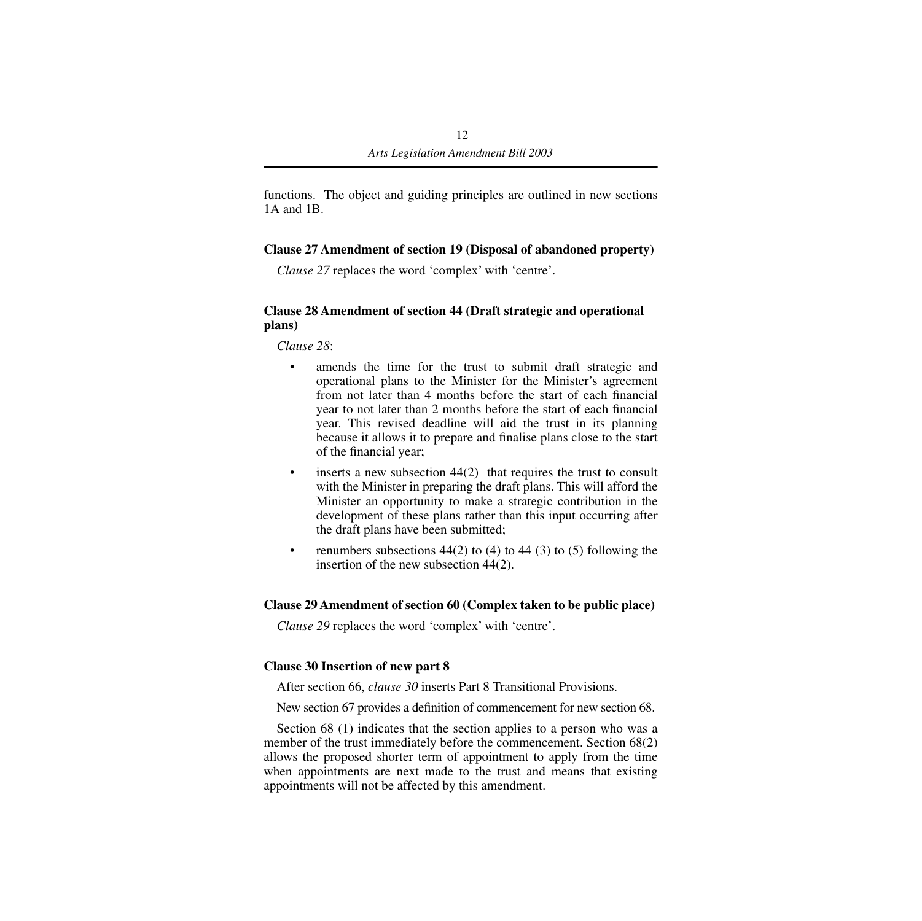functions. The object and guiding principles are outlined in new sections 1A and 1B.

### Clause 27 Amendment of section 19 (Disposal of abandoned property)

*Clause 27* replaces the word 'complex' with 'centre'.

### Clause 28 Amendment of section 44 (Draft strategic and operational plans)

*Clause 28*:

- amends the time for the trust to submit draft strategic and operational plans to the Minister for the Minister's agreement from not later than 4 months before the start of each financial year to not later than 2 months before the start of each financial year. This revised deadline will aid the trust in its planning because it allows it to prepare and finalise plans close to the start of the financial year;
- inserts a new subsection 44(2) that requires the trust to consult with the Minister in preparing the draft plans. This will afford the Minister an opportunity to make a strategic contribution in the development of these plans rather than this input occurring after the draft plans have been submitted;
- renumbers subsections 44(2) to (4) to 44 (3) to (5) following the insertion of the new subsection 44(2).

### Clause 29 Amendment of section 60 (Complex taken to be public place)

*Clause 29* replaces the word 'complex' with 'centre'.

### Clause 30 Insertion of new part 8

After section 66, *clause 30* inserts Part 8 Transitional Provisions.

New section 67 provides a definition of commencement for new section 68.

Section 68 (1) indicates that the section applies to a person who was a member of the trust immediately before the commencement. Section 68(2) allows the proposed shorter term of appointment to apply from the time when appointments are next made to the trust and means that existing appointments will not be affected by this amendment.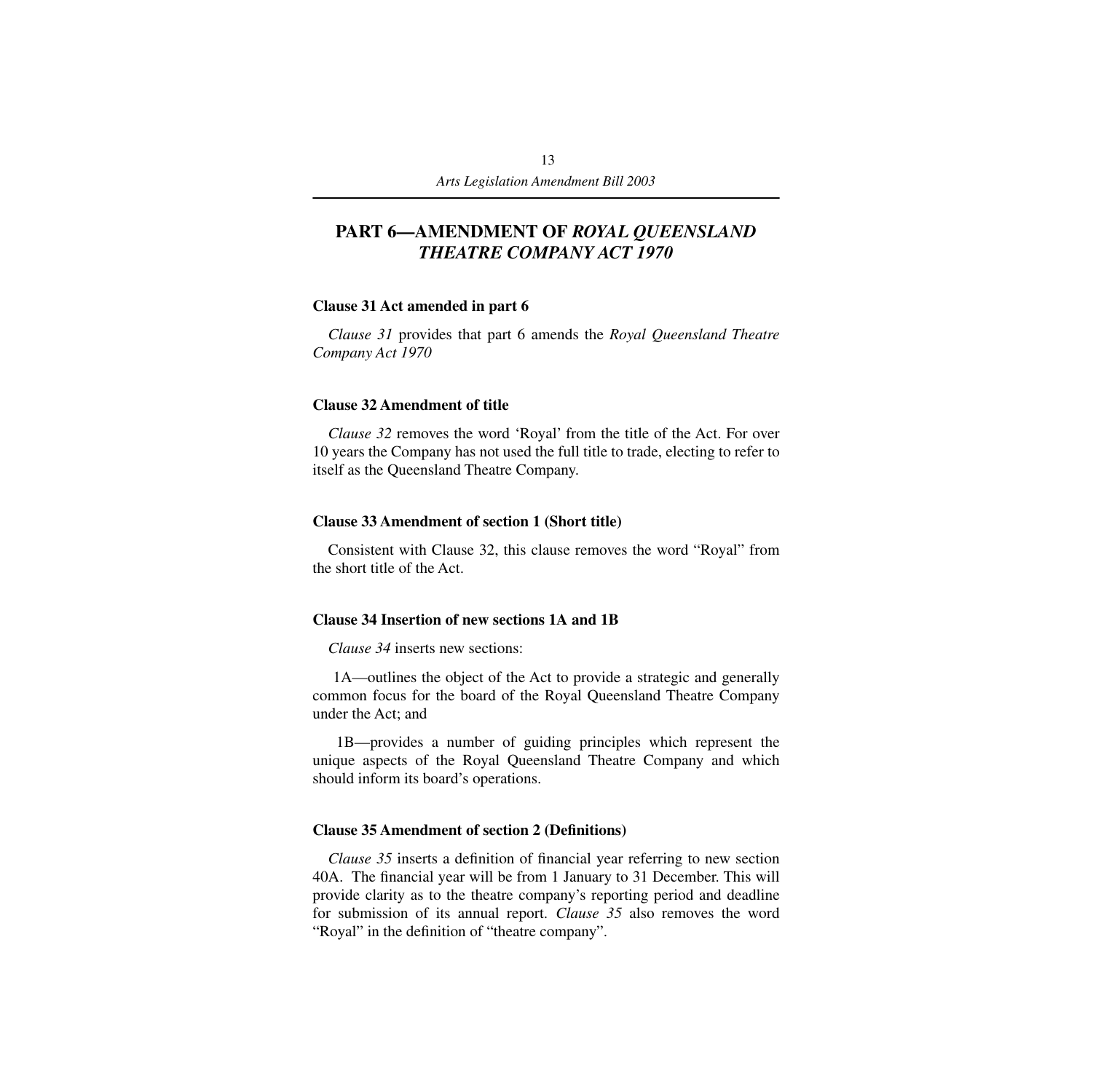## PART 6—AMENDMENT OF *ROYAL QUEENSLAND THEATRE COMPANY ACT 1970*

### Clause 31 Act amended in part 6

*Clause 31* provides that part 6 amends the *Royal Queensland Theatre Company Act 1970*

### Clause 32 Amendment of title

*Clause 32* removes the word 'Royal' from the title of the Act. For over 10 years the Company has not used the full title to trade, electing to refer to itself as the Queensland Theatre Company.

### Clause 33 Amendment of section 1 (Short title)

Consistent with Clause 32, this clause removes the word "Royal" from the short title of the Act.

### Clause 34 Insertion of new sections 1A and 1B

*Clause 34* inserts new sections:

1A—outlines the object of the Act to provide a strategic and generally common focus for the board of the Royal Queensland Theatre Company under the Act; and

1B—provides a number of guiding principles which represent the unique aspects of the Royal Queensland Theatre Company and which should inform its board's operations.

### Clause 35 Amendment of section 2 (Definitions)

*Clause 35* inserts a definition of financial year referring to new section 40A. The financial year will be from 1 January to 31 December. This will provide clarity as to the theatre company's reporting period and deadline for submission of its annual report. *Clause 35* also removes the word "Royal" in the definition of "theatre company".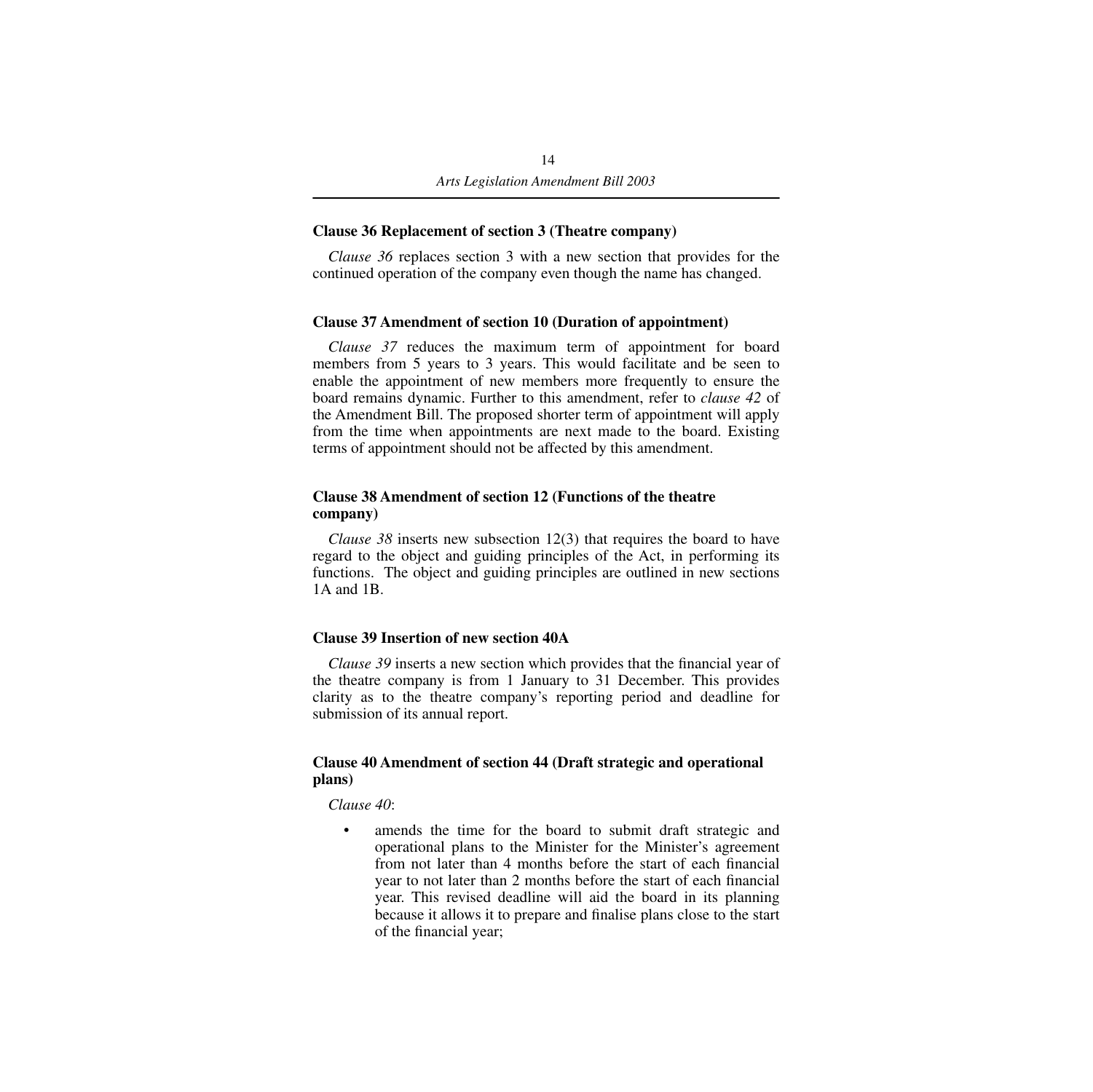### Clause 36 Replacement of section 3 (Theatre company)

*Clause 36* replaces section 3 with a new section that provides for the continued operation of the company even though the name has changed.

### Clause 37 Amendment of section 10 (Duration of appointment)

*Clause 37* reduces the maximum term of appointment for board members from 5 years to 3 years. This would facilitate and be seen to enable the appointment of new members more frequently to ensure the board remains dynamic. Further to this amendment, refer to *clause 42* of the Amendment Bill. The proposed shorter term of appointment will apply from the time when appointments are next made to the board. Existing terms of appointment should not be affected by this amendment.

### Clause 38 Amendment of section 12 (Functions of the theatre company)

*Clause 38* inserts new subsection 12(3) that requires the board to have regard to the object and guiding principles of the Act, in performing its functions. The object and guiding principles are outlined in new sections 1A and 1B.

### Clause 39 Insertion of new section 40A

*Clause 39* inserts a new section which provides that the financial year of the theatre company is from 1 January to 31 December. This provides clarity as to the theatre company's reporting period and deadline for submission of its annual report.

### Clause 40 Amendment of section 44 (Draft strategic and operational plans)

*Clause 40*:

- amends the time for the board to submit draft strategic and operational plans to the Minister for the Minister's agreement from not later than 4 months before the start of each financial year to not later than 2 months before the start of each financial year. This revised deadline will aid the board in its planning because it allows it to prepare and finalise plans close to the start of the financial year;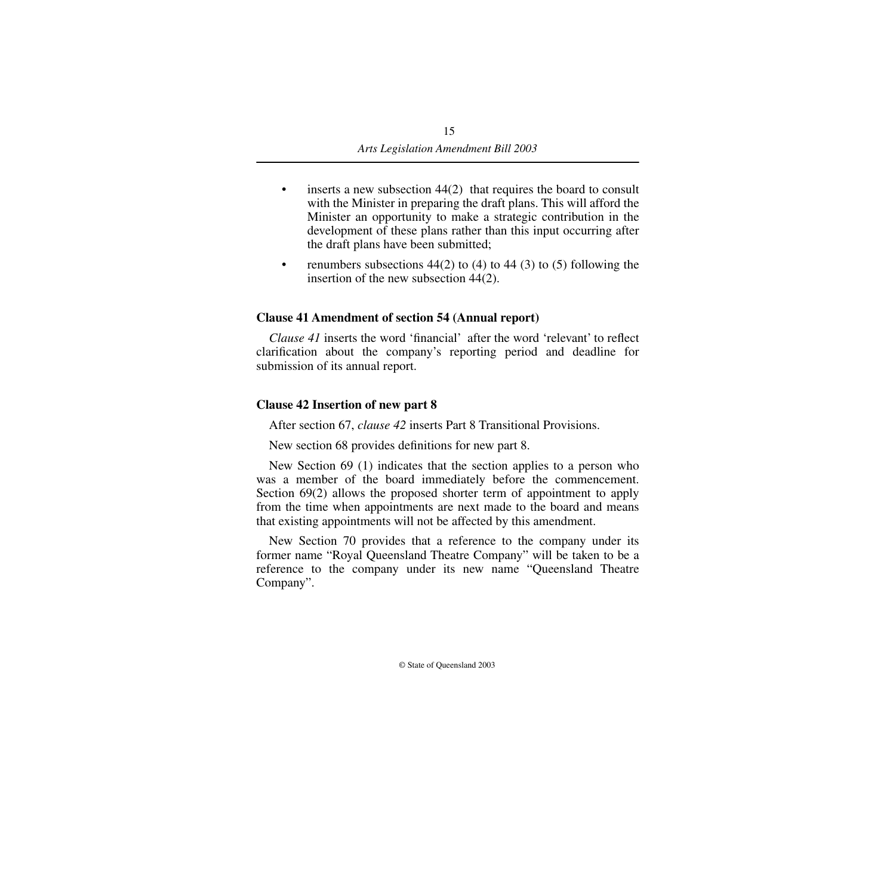- inserts a new subsection 44(2) that requires the board to consult with the Minister in preparing the draft plans. This will afford the Minister an opportunity to make a strategic contribution in the development of these plans rather than this input occurring after the draft plans have been submitted;
- renumbers subsections 44(2) to (4) to 44 (3) to (5) following the insertion of the new subsection 44(2).

### Clause 41 Amendment of section 54 (Annual report)

*Clause 41* inserts the word 'financial' after the word 'relevant' to reflect clarification about the company's reporting period and deadline for submission of its annual report.

### Clause 42 Insertion of new part 8

After section 67, *clause 42* inserts Part 8 Transitional Provisions.

New section 68 provides definitions for new part 8.

New Section 69 (1) indicates that the section applies to a person who was a member of the board immediately before the commencement. Section 69(2) allows the proposed shorter term of appointment to apply from the time when appointments are next made to the board and means that existing appointments will not be affected by this amendment.

New Section 70 provides that a reference to the company under its former name "Royal Queensland Theatre Company" will be taken to be a reference to the company under its new name "Queensland Theatre Company".

© State of Queensland 2003